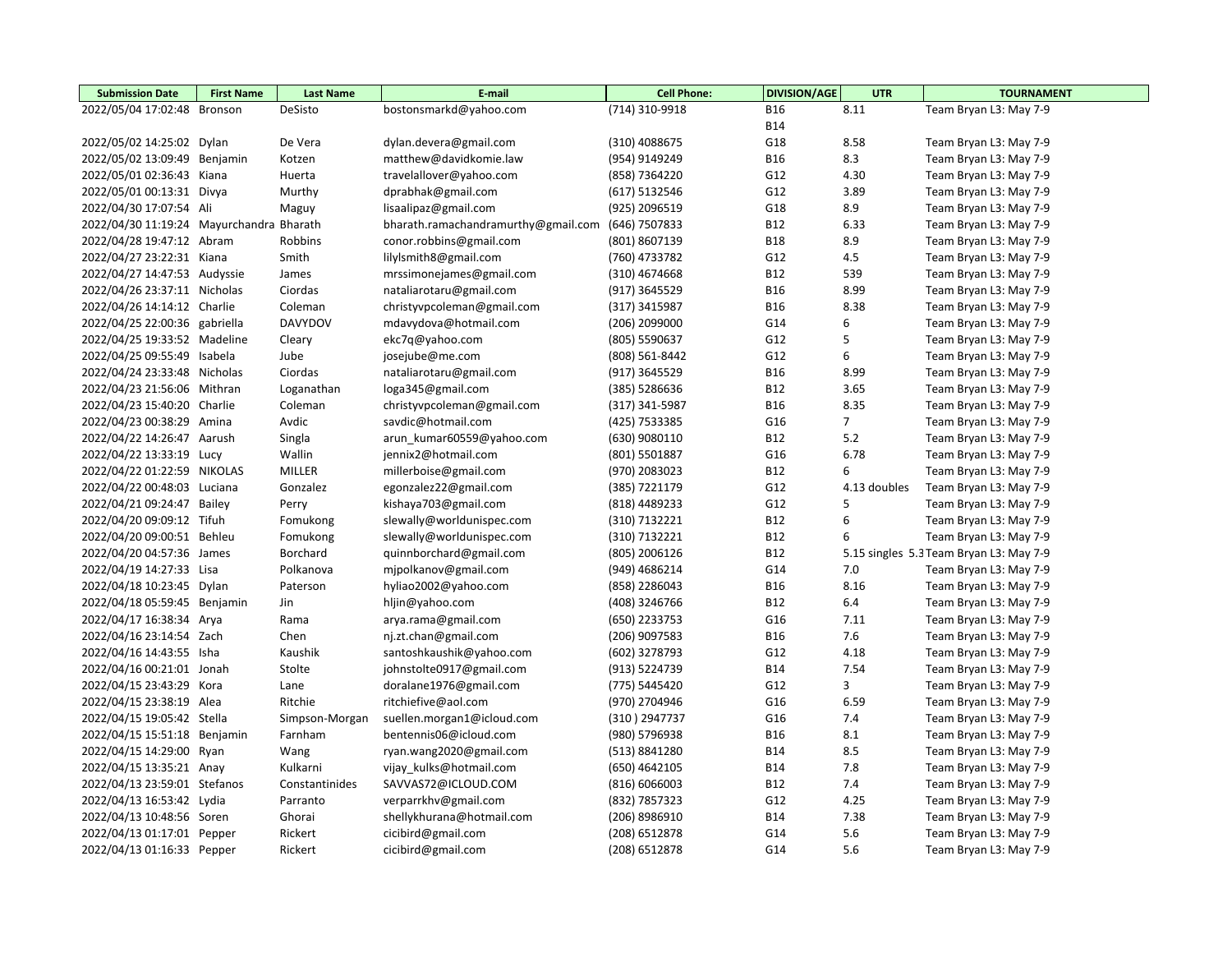| Submission Date | First Name | Last Name | E-mail | Cell Phone: | DIVISION/AGE | UTR | TOURNAMENT |
|---|---|---|---|---|---|---|---|
| 2022/05/04 17:02:48 | Bronson | DeSisto | bostonsmarkd@yahoo.com | (714) 310-9918 | B16 | 8.11 | Team Bryan L3: May 7-9 |
| | | | | | B14 | | |
| 2022/05/02 14:25:02 | Dylan | De Vera | dylan.devera@gmail.com | (310) 4088675 | G18 | 8.58 | Team Bryan L3: May 7-9 |
| 2022/05/02 13:09:49 | Benjamin | Kotzen | matthew@davidkomie.law | (954) 9149249 | B16 | 8.3 | Team Bryan L3: May 7-9 |
| 2022/05/01 02:36:43 | Kiana | Huerta | travelallover@yahoo.com | (858) 7364220 | G12 | 4.30 | Team Bryan L3: May 7-9 |
| 2022/05/01 00:13:31 | Divya | Murthy | dprabhak@gmail.com | (617) 5132546 | G12 | 3.89 | Team Bryan L3: May 7-9 |
| 2022/04/30 17:07:54 | Ali | Maguy | lisaalipaz@gmail.com | (925) 2096519 | G18 | 8.9 | Team Bryan L3: May 7-9 |
| 2022/04/30 11:19:24 | Mayurchandra | Bharath | bharath.ramachandramurthy@gmail.com | (646) 7507833 | B12 | 6.33 | Team Bryan L3: May 7-9 |
| 2022/04/28 19:47:12 | Abram | Robbins | conor.robbins@gmail.com | (801) 8607139 | B18 | 8.9 | Team Bryan L3: May 7-9 |
| 2022/04/27 23:22:31 | Kiana | Smith | lilylsmith8@gmail.com | (760) 4733782 | G12 | 4.5 | Team Bryan L3: May 7-9 |
| 2022/04/27 14:47:53 | Audyssie | James | mrssimonejames@gmail.com | (310) 4674668 | B12 | 539 | Team Bryan L3: May 7-9 |
| 2022/04/26 23:37:11 | Nicholas | Ciordas | nataliarotaru@gmail.com | (917) 3645529 | B16 | 8.99 | Team Bryan L3: May 7-9 |
| 2022/04/26 14:14:12 | Charlie | Coleman | christyvpcoleman@gmail.com | (317) 3415987 | B16 | 8.38 | Team Bryan L3: May 7-9 |
| 2022/04/25 22:00:36 | gabriella | DAVYDOV | mdavydova@hotmail.com | (206) 2099000 | G14 | 6 | Team Bryan L3: May 7-9 |
| 2022/04/25 19:33:52 | Madeline | Cleary | ekc7q@yahoo.com | (805) 5590637 | G12 | 5 | Team Bryan L3: May 7-9 |
| 2022/04/25 09:55:49 | Isabela | Jube | josejube@me.com | (808) 561-8442 | G12 | 6 | Team Bryan L3: May 7-9 |
| 2022/04/24 23:33:48 | Nicholas | Ciordas | nataliarotaru@gmail.com | (917) 3645529 | B16 | 8.99 | Team Bryan L3: May 7-9 |
| 2022/04/23 21:56:06 | Mithran | Loganathan | loga345@gmail.com | (385) 5286636 | B12 | 3.65 | Team Bryan L3: May 7-9 |
| 2022/04/23 15:40:20 | Charlie | Coleman | christyvpcoleman@gmail.com | (317) 341-5987 | B16 | 8.35 | Team Bryan L3: May 7-9 |
| 2022/04/23 00:38:29 | Amina | Avdic | savdic@hotmail.com | (425) 7533385 | G16 | 7 | Team Bryan L3: May 7-9 |
| 2022/04/22 14:26:47 | Aarush | Singla | arun_kumar60559@yahoo.com | (630) 9080110 | B12 | 5.2 | Team Bryan L3: May 7-9 |
| 2022/04/22 13:33:19 | Lucy | Wallin | jennix2@hotmail.com | (801) 5501887 | G16 | 6.78 | Team Bryan L3: May 7-9 |
| 2022/04/22 01:22:59 | NIKOLAS | MILLER | millerboise@gmail.com | (970) 2083023 | B12 | 6 | Team Bryan L3: May 7-9 |
| 2022/04/22 00:48:03 | Luciana | Gonzalez | egonzalez22@gmail.com | (385) 7221179 | G12 | 4.13 doubles | Team Bryan L3: May 7-9 |
| 2022/04/21 09:24:47 | Bailey | Perry | kishaya703@gmail.com | (818) 4489233 | G12 | 5 | Team Bryan L3: May 7-9 |
| 2022/04/20 09:09:12 | Tifuh | Fomukong | slewally@worldunispec.com | (310) 7132221 | B12 | 6 | Team Bryan L3: May 7-9 |
| 2022/04/20 09:00:51 | Behleu | Fomukong | slewally@worldunispec.com | (310) 7132221 | B12 | 6 | Team Bryan L3: May 7-9 |
| 2022/04/20 04:57:36 | James | Borchard | quinnborchard@gmail.com | (805) 2006126 | B12 | 5.15 singles 5.3 | Team Bryan L3: May 7-9 |
| 2022/04/19 14:27:33 | Lisa | Polkanova | mjpolkanov@gmail.com | (949) 4686214 | G14 | 7.0 | Team Bryan L3: May 7-9 |
| 2022/04/18 10:23:45 | Dylan | Paterson | hyliao2002@yahoo.com | (858) 2286043 | B16 | 8.16 | Team Bryan L3: May 7-9 |
| 2022/04/18 05:59:45 | Benjamin | Jin | hljin@yahoo.com | (408) 3246766 | B12 | 6.4 | Team Bryan L3: May 7-9 |
| 2022/04/17 16:38:34 | Arya | Rama | arya.rama@gmail.com | (650) 2233753 | G16 | 7.11 | Team Bryan L3: May 7-9 |
| 2022/04/16 23:14:54 | Zach | Chen | nj.zt.chan@gmail.com | (206) 9097583 | B16 | 7.6 | Team Bryan L3: May 7-9 |
| 2022/04/16 14:43:55 | Isha | Kaushik | santoshkaushik@yahoo.com | (602) 3278793 | G12 | 4.18 | Team Bryan L3: May 7-9 |
| 2022/04/16 00:21:01 | Jonah | Stolte | johnstolte0917@gmail.com | (913) 5224739 | B14 | 7.54 | Team Bryan L3: May 7-9 |
| 2022/04/15 23:43:29 | Kora | Lane | doralane1976@gmail.com | (775) 5445420 | G12 | 3 | Team Bryan L3: May 7-9 |
| 2022/04/15 23:38:19 | Alea | Ritchie | ritchiefive@aol.com | (970) 2704946 | G16 | 6.59 | Team Bryan L3: May 7-9 |
| 2022/04/15 19:05:42 | Stella | Simpson-Morgan | suellen.morgan1@icloud.com | (310 ) 2947737 | G16 | 7.4 | Team Bryan L3: May 7-9 |
| 2022/04/15 15:51:18 | Benjamin | Farnham | bentennis06@icloud.com | (980) 5796938 | B16 | 8.1 | Team Bryan L3: May 7-9 |
| 2022/04/15 14:29:00 | Ryan | Wang | ryan.wang2020@gmail.com | (513) 8841280 | B14 | 8.5 | Team Bryan L3: May 7-9 |
| 2022/04/15 13:35:21 | Anay | Kulkarni | vijay_kulks@hotmail.com | (650) 4642105 | B14 | 7.8 | Team Bryan L3: May 7-9 |
| 2022/04/13 23:59:01 | Stefanos | Constantinides | SAVVAS72@ICLOUD.COM | (816) 6066003 | B12 | 7.4 | Team Bryan L3: May 7-9 |
| 2022/04/13 16:53:42 | Lydia | Parranto | verparrkhv@gmail.com | (832) 7857323 | G12 | 4.25 | Team Bryan L3: May 7-9 |
| 2022/04/13 10:48:56 | Soren | Ghorai | shellykhurana@hotmail.com | (206) 8986910 | B14 | 7.38 | Team Bryan L3: May 7-9 |
| 2022/04/13 01:17:01 | Pepper | Rickert | cicibird@gmail.com | (208) 6512878 | G14 | 5.6 | Team Bryan L3: May 7-9 |
| 2022/04/13 01:16:33 | Pepper | Rickert | cicibird@gmail.com | (208) 6512878 | G14 | 5.6 | Team Bryan L3: May 7-9 |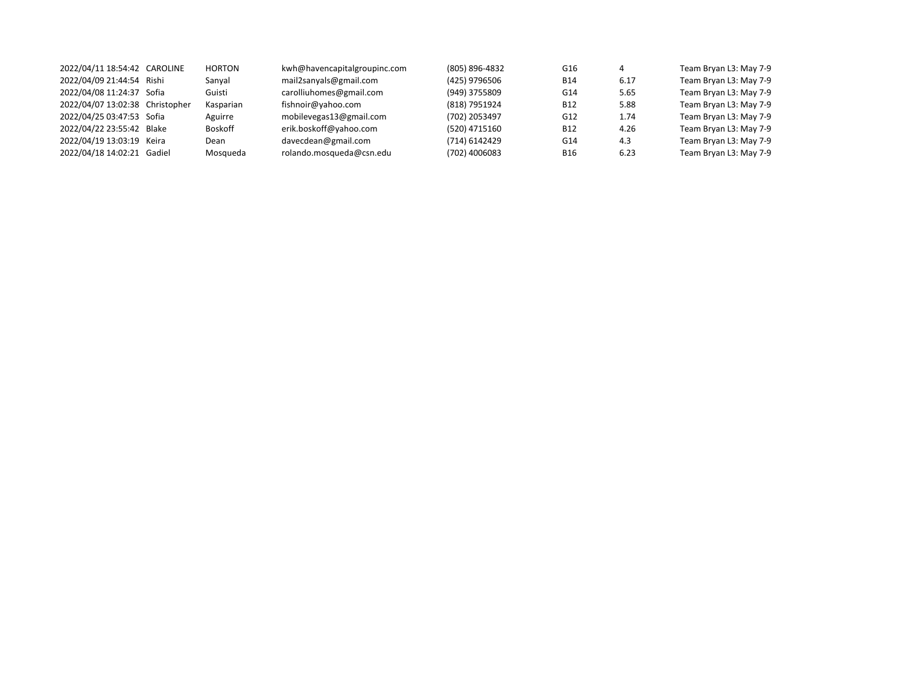| | | | | | | | |
|---|---|---|---|---|---|---|---|
| 2022/04/11 18:54:42 | CAROLINE | HORTON | kwh@havencapitalgroupinc.com | (805) 896-4832 | G16 | 4 | Team Bryan L3: May 7-9 |
| 2022/04/09 21:44:54 | Rishi | Sanyal | mail2sanyals@gmail.com | (425) 9796506 | B14 | 6.17 | Team Bryan L3: May 7-9 |
| 2022/04/08 11:24:37 | Sofia | Guisti | carolliuhomes@gmail.com | (949) 3755809 | G14 | 5.65 | Team Bryan L3: May 7-9 |
| 2022/04/07 13:02:38 | Christopher | Kasparian | fishnoir@yahoo.com | (818) 7951924 | B12 | 5.88 | Team Bryan L3: May 7-9 |
| 2022/04/25 03:47:53 | Sofia | Aguirre | mobilevegas13@gmail.com | (702) 2053497 | G12 | 1.74 | Team Bryan L3: May 7-9 |
| 2022/04/22 23:55:42 | Blake | Boskoff | erik.boskoff@yahoo.com | (520) 4715160 | B12 | 4.26 | Team Bryan L3: May 7-9 |
| 2022/04/19 13:03:19 | Keira | Dean | davecdean@gmail.com | (714) 6142429 | G14 | 4.3 | Team Bryan L3: May 7-9 |
| 2022/04/18 14:02:21 | Gadiel | Mosqueda | rolando.mosqueda@csn.edu | (702) 4006083 | B16 | 6.23 | Team Bryan L3: May 7-9 |